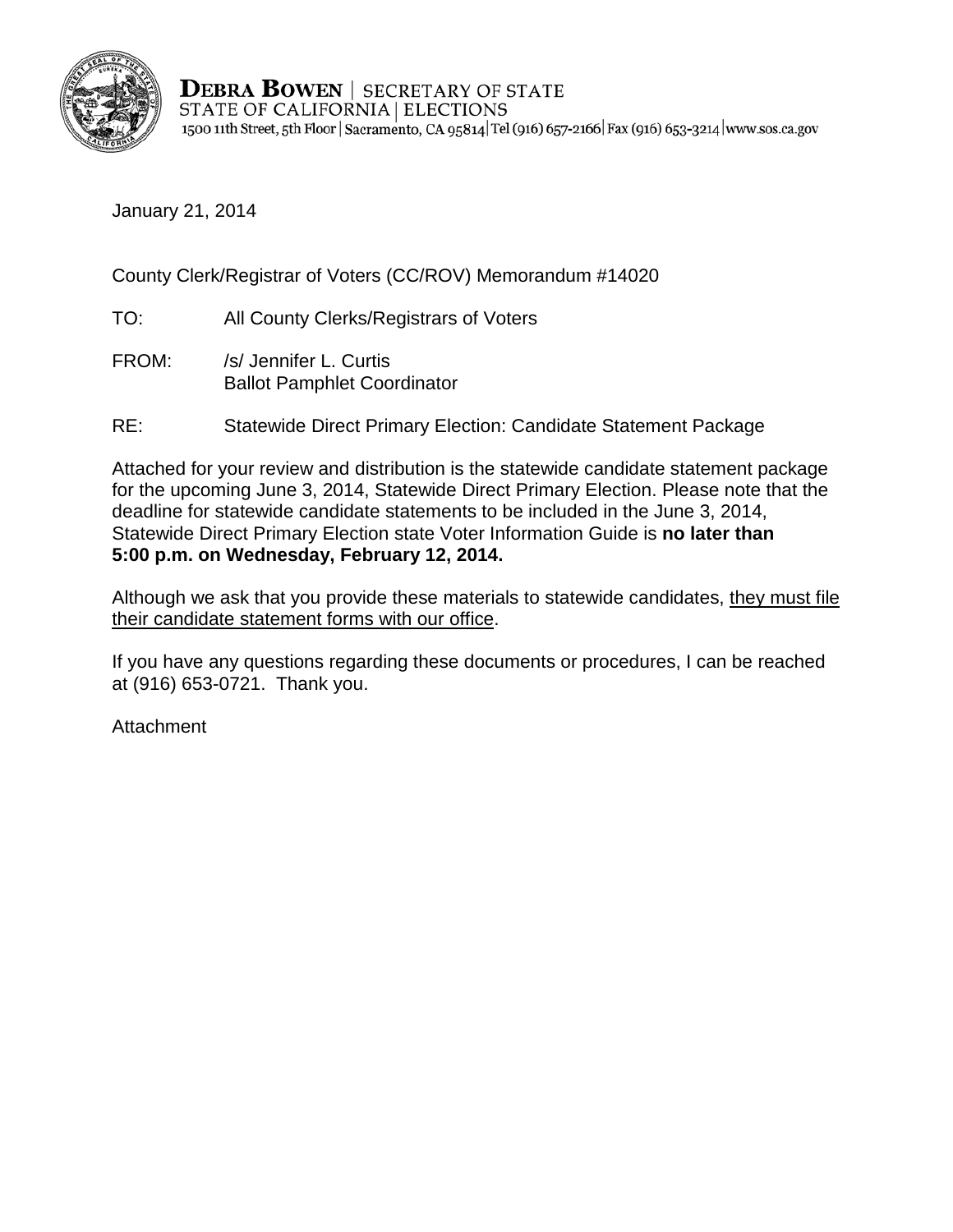**DEBRA BOWEN** | SECRETARY OF STATE
STATE OF CALIFORNIA | ELECTIONS
1500 11th Street, 5th Floor | Sacramento, CA 95814 | Tel (916) 657-2166 | Fax (916) 653-3214 | www.sos.ca.gov

January 21, 2014

County Clerk/Registrar of Voters (CC/ROV) Memorandum #14020

TO: All County Clerks/Registrars of Voters

FROM: /s/ Jennifer L. Curtis
Ballot Pamphlet Coordinator

RE: Statewide Direct Primary Election: Candidate Statement Package

Attached for your review and distribution is the statewide candidate statement package for the upcoming June 3, 2014, Statewide Direct Primary Election. Please note that the deadline for statewide candidate statements to be included in the June 3, 2014, Statewide Direct Primary Election state Voter Information Guide is **no later than 5:00 p.m. on Wednesday, February 12, 2014.**

Although we ask that you provide these materials to statewide candidates, <u>they must file their candidate statement forms with our office</u>.

If you have any questions regarding these documents or procedures, I can be reached at (916) 653-0721. Thank you.

Attachment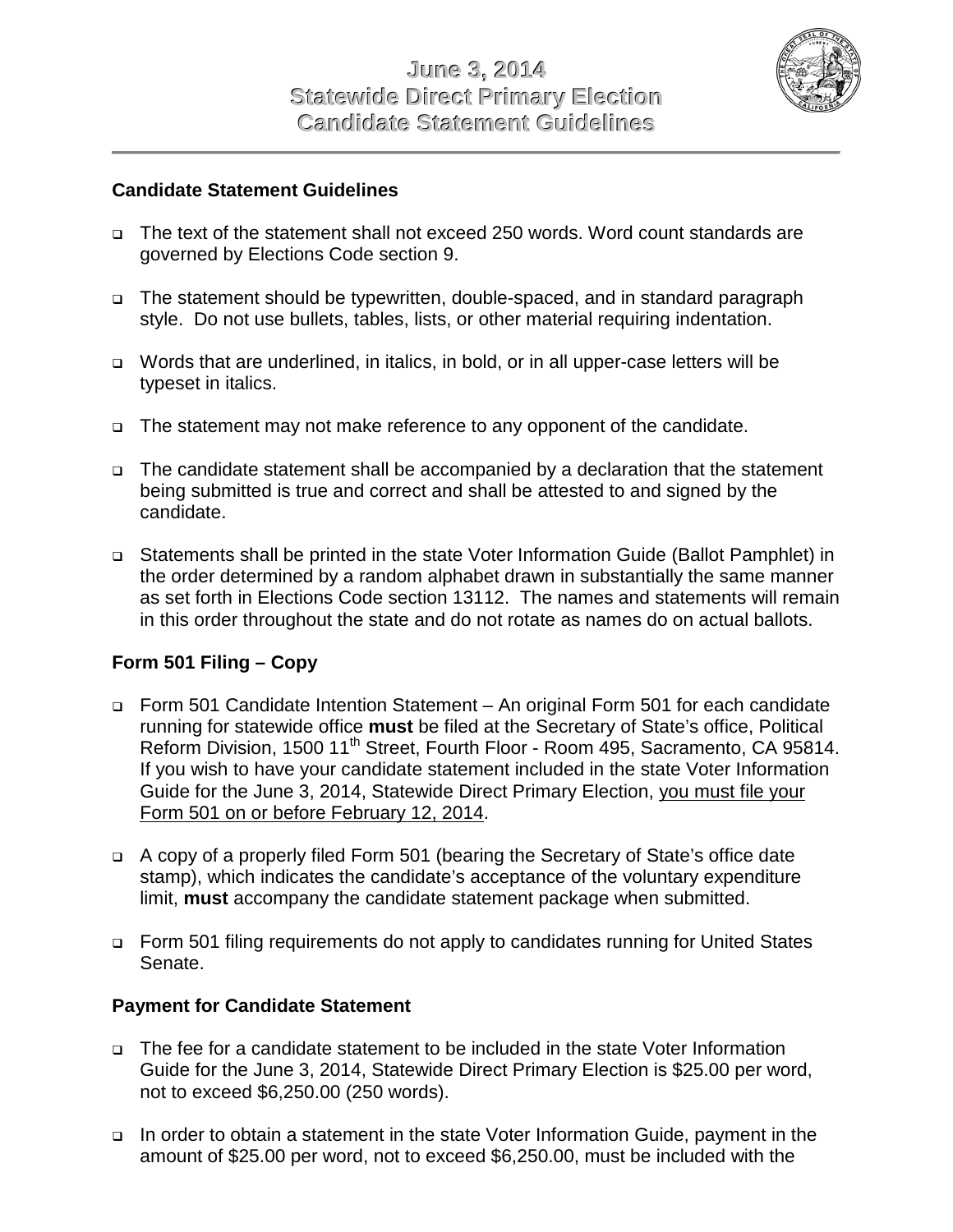# June 3, 2014
# Statewide Direct Primary Election
# Candidate Statement Guidelines

## Candidate Statement Guidelines

- The text of the statement shall not exceed 250 words. Word count standards are governed by Elections Code section 9.
- The statement should be typewritten, double-spaced, and in standard paragraph style. Do not use bullets, tables, lists, or other material requiring indentation.
- Words that are underlined, in italics, in bold, or in all upper-case letters will be typeset in italics.
- The statement may not make reference to any opponent of the candidate.
- The candidate statement shall be accompanied by a declaration that the statement being submitted is true and correct and shall be attested to and signed by the candidate.
- Statements shall be printed in the state Voter Information Guide (Ballot Pamphlet) in the order determined by a random alphabet drawn in substantially the same manner as set forth in Elections Code section 13112. The names and statements will remain in this order throughout the state and do not rotate as names do on actual ballots.

## Form 501 Filing – Copy

- Form 501 Candidate Intention Statement – An original Form 501 for each candidate running for statewide office **must** be filed at the Secretary of State's office, Political Reform Division, 1500 11th Street, Fourth Floor - Room 495, Sacramento, CA 95814. If you wish to have your candidate statement included in the state Voter Information Guide for the June 3, 2014, Statewide Direct Primary Election, <u>you must file your Form 501 on or before February 12, 2014</u>.
- A copy of a properly filed Form 501 (bearing the Secretary of State's office date stamp), which indicates the candidate's acceptance of the voluntary expenditure limit, **must** accompany the candidate statement package when submitted.
- Form 501 filing requirements do not apply to candidates running for United States Senate.

## Payment for Candidate Statement

- The fee for a candidate statement to be included in the state Voter Information Guide for the June 3, 2014, Statewide Direct Primary Election is $25.00 per word, not to exceed $6,250.00 (250 words).
- In order to obtain a statement in the state Voter Information Guide, payment in the amount of $25.00 per word, not to exceed $6,250.00, must be included with the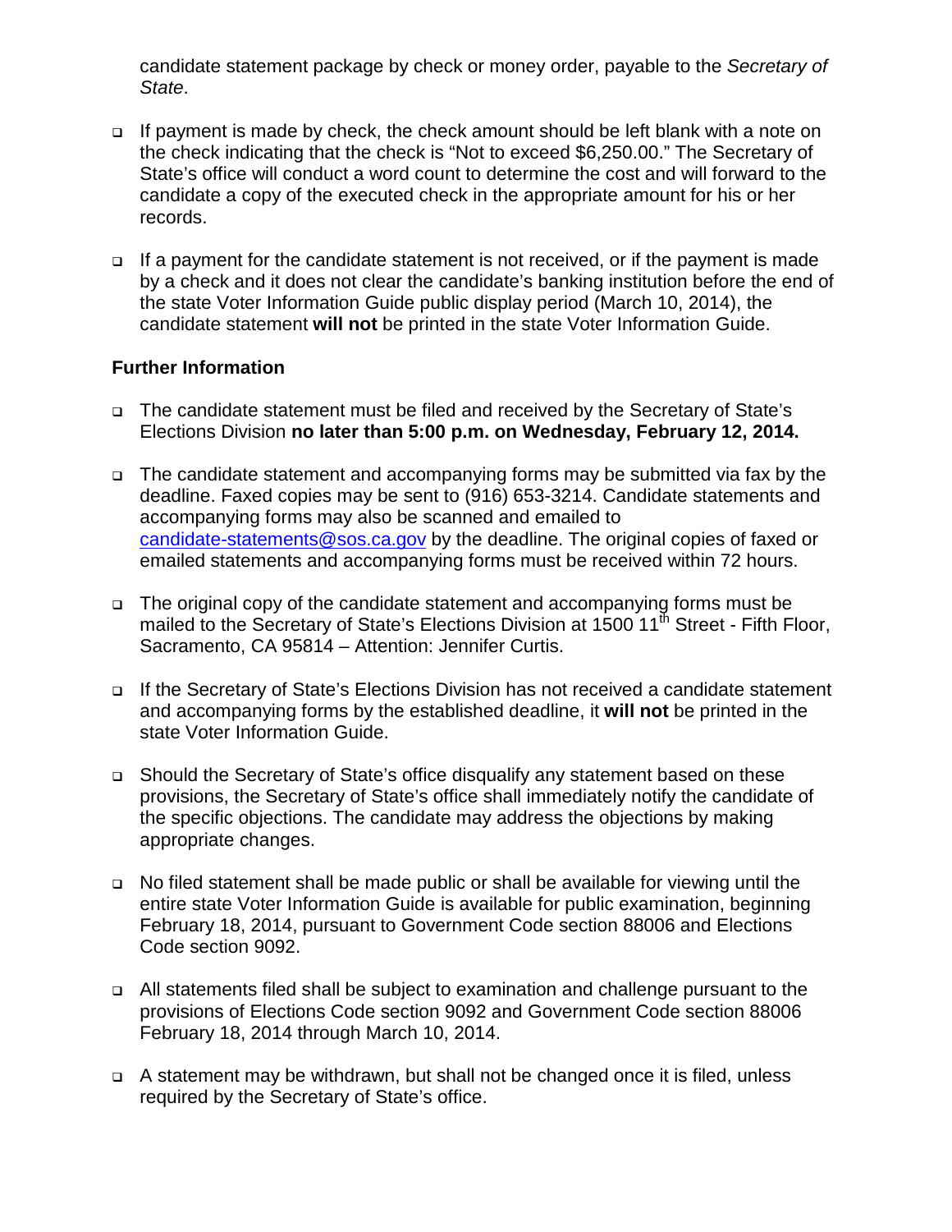candidate statement package by check or money order, payable to the *Secretary of State*.

- If payment is made by check, the check amount should be left blank with a note on the check indicating that the check is "Not to exceed $6,250.00." The Secretary of State's office will conduct a word count to determine the cost and will forward to the candidate a copy of the executed check in the appropriate amount for his or her records.
- If a payment for the candidate statement is not received, or if the payment is made by a check and it does not clear the candidate's banking institution before the end of the state Voter Information Guide public display period (March 10, 2014), the candidate statement **will not** be printed in the state Voter Information Guide.

**Further Information**

- The candidate statement must be filed and received by the Secretary of State's Elections Division **no later than 5:00 p.m. on Wednesday, February 12, 2014.**
- The candidate statement and accompanying forms may be submitted via fax by the deadline. Faxed copies may be sent to (916) 653-3214. Candidate statements and accompanying forms may also be scanned and emailed to candidate-statements@sos.ca.gov by the deadline. The original copies of faxed or emailed statements and accompanying forms must be received within 72 hours.
- The original copy of the candidate statement and accompanying forms must be mailed to the Secretary of State's Elections Division at 1500 11th Street - Fifth Floor, Sacramento, CA 95814 – Attention: Jennifer Curtis.
- If the Secretary of State's Elections Division has not received a candidate statement and accompanying forms by the established deadline, it **will not** be printed in the state Voter Information Guide.
- Should the Secretary of State's office disqualify any statement based on these provisions, the Secretary of State's office shall immediately notify the candidate of the specific objections. The candidate may address the objections by making appropriate changes.
- No filed statement shall be made public or shall be available for viewing until the entire state Voter Information Guide is available for public examination, beginning February 18, 2014, pursuant to Government Code section 88006 and Elections Code section 9092.
- All statements filed shall be subject to examination and challenge pursuant to the provisions of Elections Code section 9092 and Government Code section 88006 February 18, 2014 through March 10, 2014.
- A statement may be withdrawn, but shall not be changed once it is filed, unless required by the Secretary of State's office.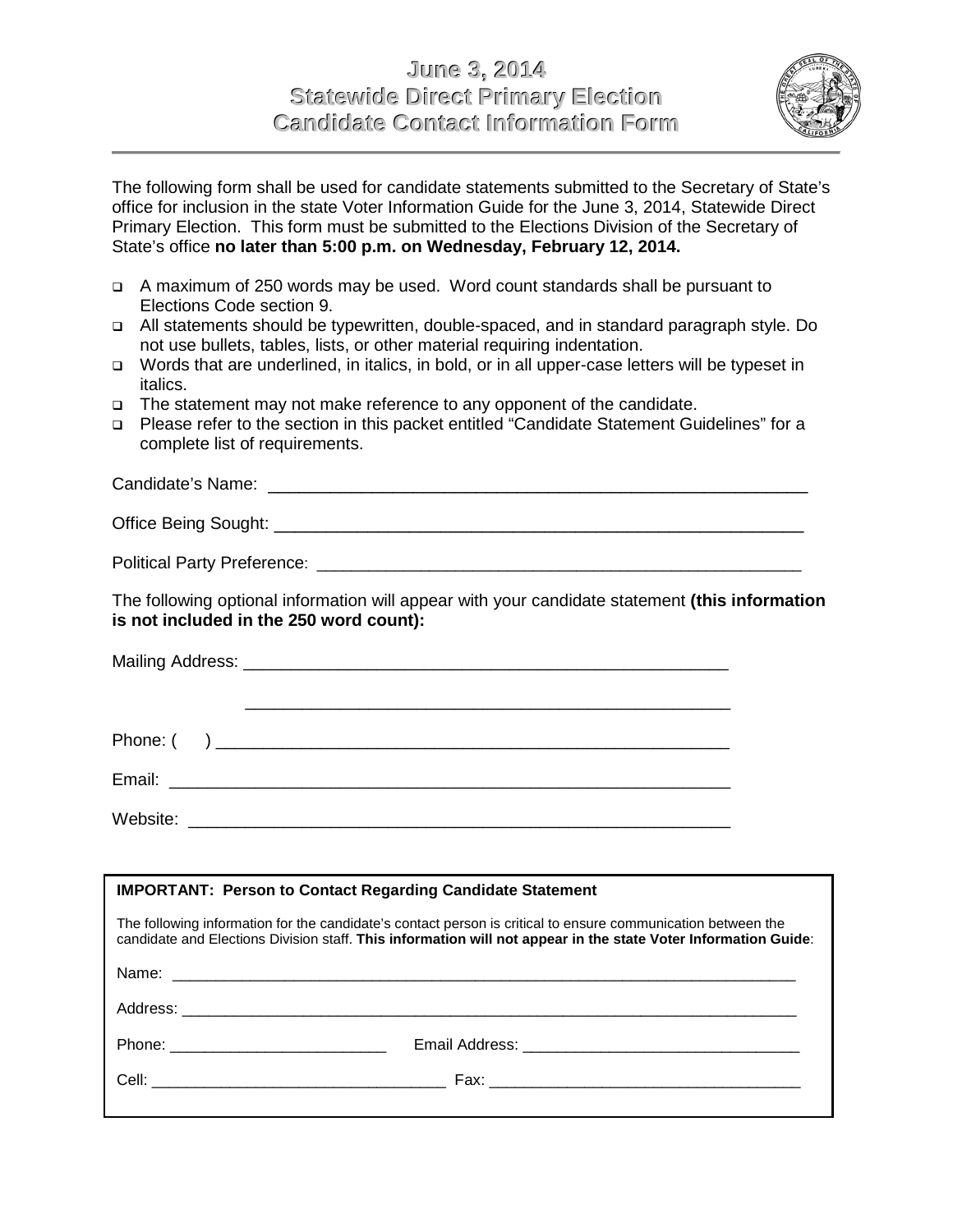# June 3, 2014
# Statewide Direct Primary Election
# Candidate Contact Information Form

The following form shall be used for candidate statements submitted to the Secretary of State's office for inclusion in the state Voter Information Guide for the June 3, 2014, Statewide Direct Primary Election. This form must be submitted to the Elections Division of the Secretary of State's office **no later than 5:00 p.m. on Wednesday, February 12, 2014.**

- A maximum of 250 words may be used. Word count standards shall be pursuant to Elections Code section 9.
- All statements should be typewritten, double-spaced, and in standard paragraph style. Do not use bullets, tables, lists, or other material requiring indentation.
- Words that are underlined, in italics, in bold, or in all upper-case letters will be typeset in italics.
- The statement may not make reference to any opponent of the candidate.
- Please refer to the section in this packet entitled "Candidate Statement Guidelines" for a complete list of requirements.

Candidate's Name: ____________________________________________________________

Office Being Sought: ___________________________________________________________

Political Party Preference: _______________________________________________________

The following optional information will appear with your candidate statement **(this information is not included in the 250 word count):**

Mailing Address: ______________________________________________________

______________________________________________________

Phone: (     ) _________________________________________________________

Email: _______________________________________________________________

Website: _____________________________________________________________

**IMPORTANT: Person to Contact Regarding Candidate Statement**

The following information for the candidate's contact person is critical to ensure communication between the candidate and Elections Division staff. **This information will not appear in the state Voter Information Guide**:

Name: ______________________________________________________________________

Address: ____________________________________________________________________

Phone: _________________________ Email Address: ________________________________

Cell: __________________________________ Fax: ___________________________________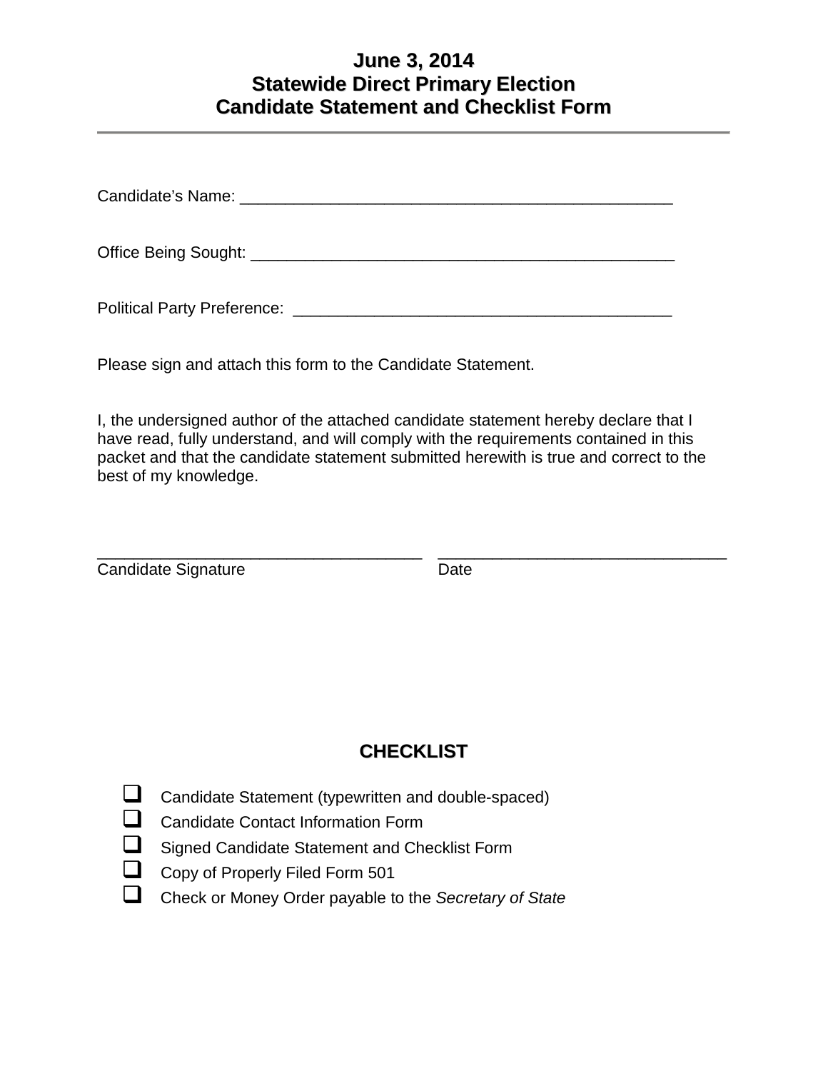# June 3, 2014
# Statewide Direct Primary Election
# Candidate Statement and Checklist Form

---

Candidate's Name: _______________________________________________

Office Being Sought: _______________________________________________

Political Party Preference: _________________________________________

Please sign and attach this form to the Candidate Statement.

I, the undersigned author of the attached candidate statement hereby declare that I have read, fully understand, and will comply with the requirements contained in this packet and that the candidate statement submitted herewith is true and correct to the best of my knowledge.

___________________________________ ________________________________
Candidate Signature Date

## CHECKLIST

- ☐ Candidate Statement (typewritten and double-spaced)
- ☐ Candidate Contact Information Form
- ☐ Signed Candidate Statement and Checklist Form
- ☐ Copy of Properly Filed Form 501
- ☐ Check or Money Order payable to the *Secretary of State*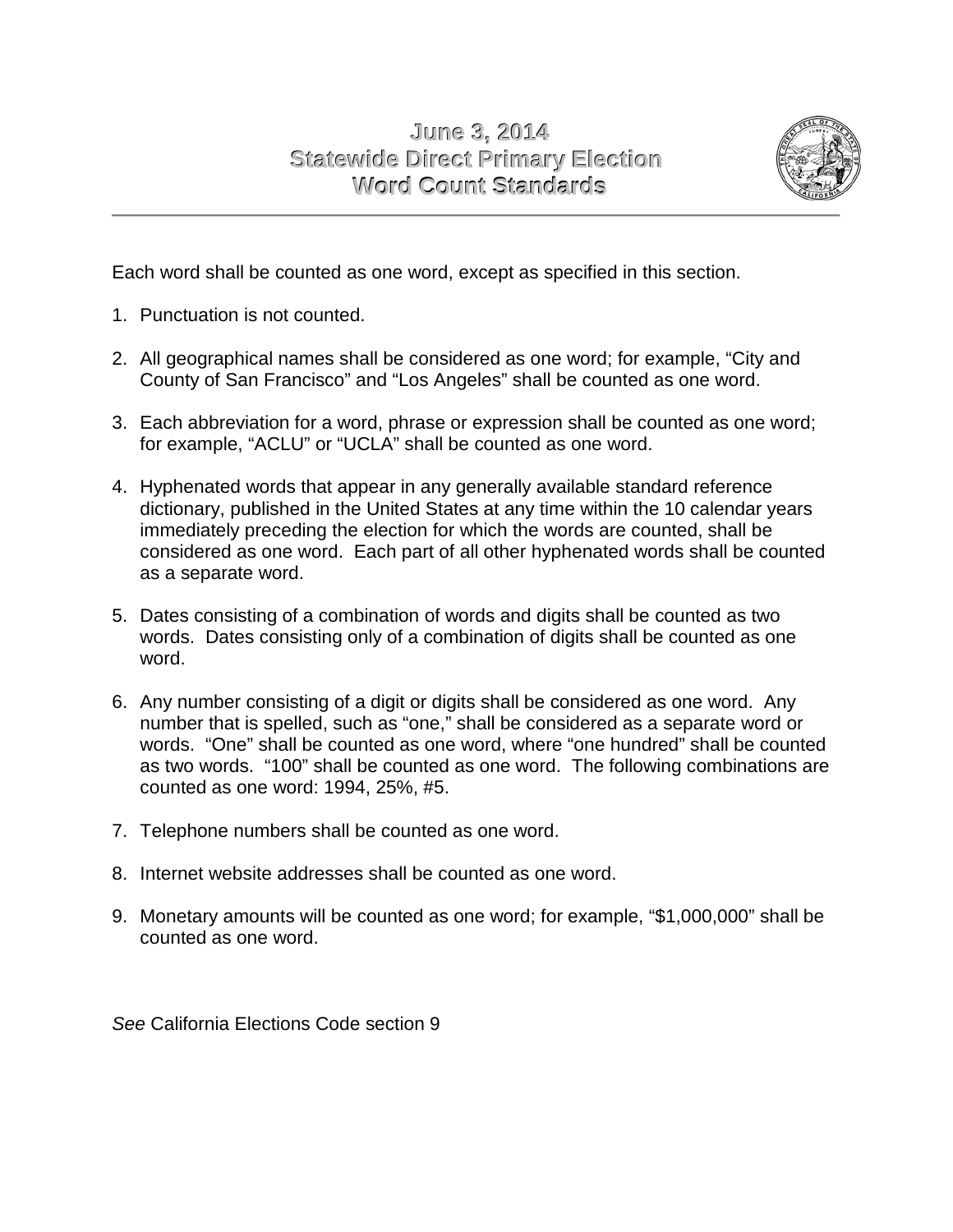# June 3, 2014
# Statewide Direct Primary Election
# Word Count Standards

Each word shall be counted as one word, except as specified in this section.

1. Punctuation is not counted.

2. All geographical names shall be considered as one word; for example, “City and County of San Francisco” and “Los Angeles” shall be counted as one word.

3. Each abbreviation for a word, phrase or expression shall be counted as one word; for example, “ACLU” or “UCLA” shall be counted as one word.

4. Hyphenated words that appear in any generally available standard reference dictionary, published in the United States at any time within the 10 calendar years immediately preceding the election for which the words are counted, shall be considered as one word. Each part of all other hyphenated words shall be counted as a separate word.

5. Dates consisting of a combination of words and digits shall be counted as two words. Dates consisting only of a combination of digits shall be counted as one word.

6. Any number consisting of a digit or digits shall be considered as one word. Any number that is spelled, such as “one,” shall be considered as a separate word or words. “One” shall be counted as one word, where “one hundred” shall be counted as two words. “100” shall be counted as one word. The following combinations are counted as one word: 1994, 25%, #5.

7. Telephone numbers shall be counted as one word.

8. Internet website addresses shall be counted as one word.

9. Monetary amounts will be counted as one word; for example, “$1,000,000” shall be counted as one word.

*See* California Elections Code section 9